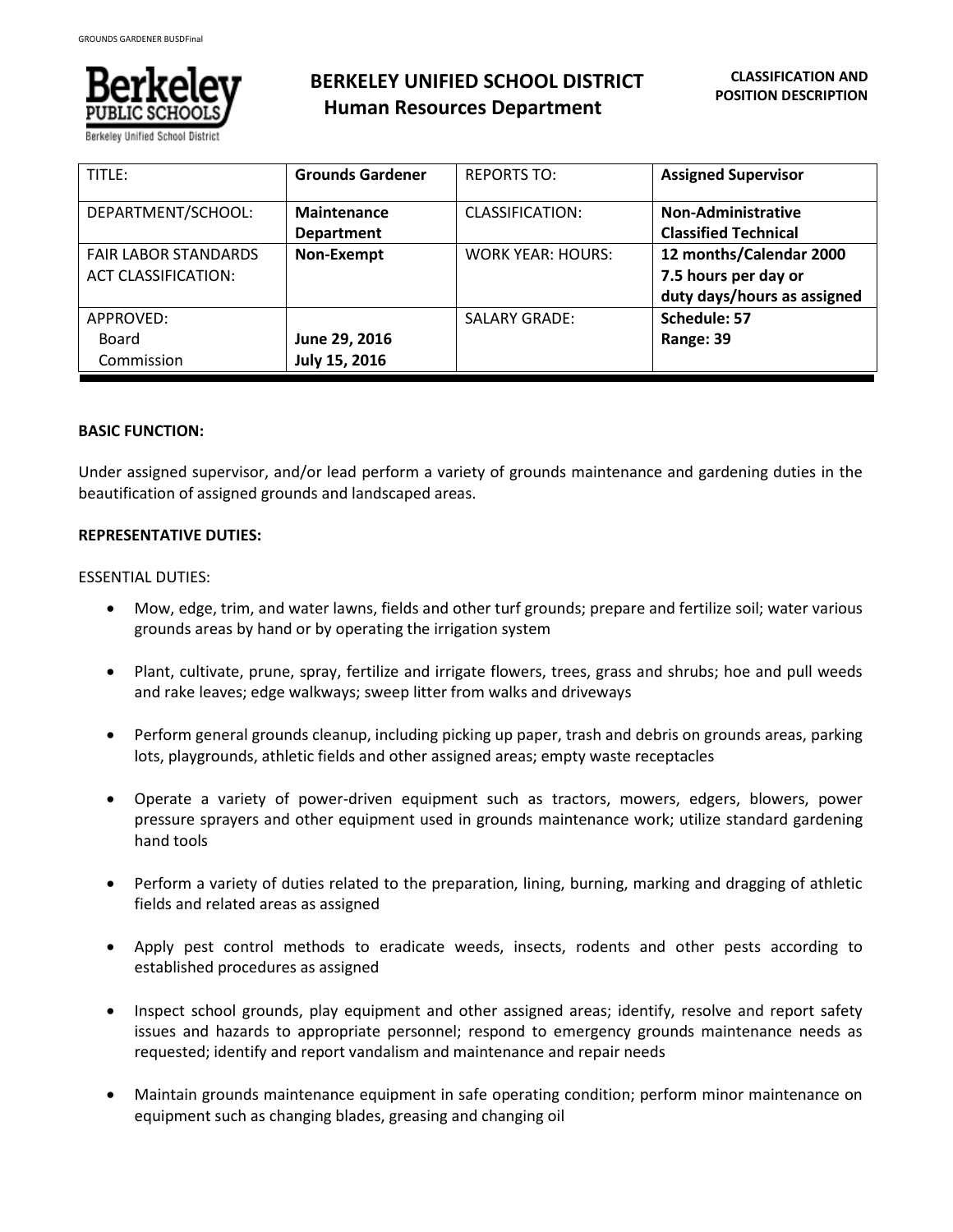# BERKELEY UNIFIED SCHOOL DISTRICT
## Human Resources Department

**CLASSIFICATION AND POSITION DESCRIPTION**

| TITLE: | **Grounds Gardener** | REPORTS TO: | **Assigned Supervisor** |
|---|---|---|---|
| DEPARTMENT/SCHOOL: | **Maintenance Department** | CLASSIFICATION: | **Non-Administrative Classified Technical** |
| FAIR LABOR STANDARDS ACT CLASSIFICATION: | **Non-Exempt** | WORK YEAR: HOURS: | **12 months/Calendar 2000 7.5 hours per day or duty days/hours as assigned** |
| APPROVED: Board Commission | **June 29, 2016 July 15, 2016** | SALARY GRADE: | **Schedule: 57 Range: 39** |

**BASIC FUNCTION:**

Under assigned supervisor, and/or lead perform a variety of grounds maintenance and gardening duties in the beautification of assigned grounds and landscaped areas.

**REPRESENTATIVE DUTIES:**

ESSENTIAL DUTIES:

- Mow, edge, trim, and water lawns, fields and other turf grounds; prepare and fertilize soil; water various grounds areas by hand or by operating the irrigation system
- Plant, cultivate, prune, spray, fertilize and irrigate flowers, trees, grass and shrubs; hoe and pull weeds and rake leaves; edge walkways; sweep litter from walks and driveways
- Perform general grounds cleanup, including picking up paper, trash and debris on grounds areas, parking lots, playgrounds, athletic fields and other assigned areas; empty waste receptacles
- Operate a variety of power-driven equipment such as tractors, mowers, edgers, blowers, power pressure sprayers and other equipment used in grounds maintenance work; utilize standard gardening hand tools
- Perform a variety of duties related to the preparation, lining, burning, marking and dragging of athletic fields and related areas as assigned
- Apply pest control methods to eradicate weeds, insects, rodents and other pests according to established procedures as assigned
- Inspect school grounds, play equipment and other assigned areas; identify, resolve and report safety issues and hazards to appropriate personnel; respond to emergency grounds maintenance needs as requested; identify and report vandalism and maintenance and repair needs
- Maintain grounds maintenance equipment in safe operating condition; perform minor maintenance on equipment such as changing blades, greasing and changing oil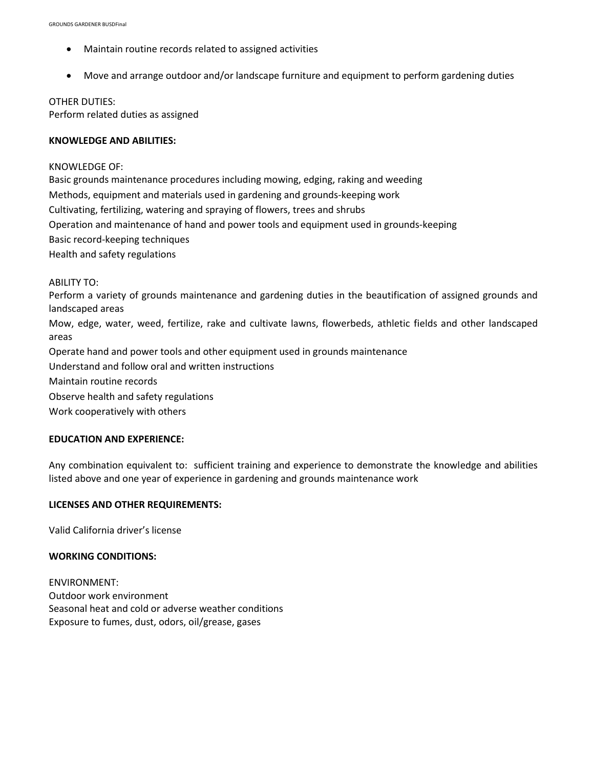- Maintain routine records related to assigned activities

- Move and arrange outdoor and/or landscape furniture and equipment to perform gardening duties

OTHER DUTIES:
Perform related duties as assigned

**KNOWLEDGE AND ABILITIES:**

KNOWLEDGE OF:
Basic grounds maintenance procedures including mowing, edging, raking and weeding
Methods, equipment and materials used in gardening and grounds-keeping work
Cultivating, fertilizing, watering and spraying of flowers, trees and shrubs
Operation and maintenance of hand and power tools and equipment used in grounds-keeping
Basic record-keeping techniques
Health and safety regulations

ABILITY TO:
Perform a variety of grounds maintenance and gardening duties in the beautification of assigned grounds and landscaped areas
Mow, edge, water, weed, fertilize, rake and cultivate lawns, flowerbeds, athletic fields and other landscaped areas
Operate hand and power tools and other equipment used in grounds maintenance
Understand and follow oral and written instructions
Maintain routine records
Observe health and safety regulations
Work cooperatively with others

**EDUCATION AND EXPERIENCE:**

Any combination equivalent to: sufficient training and experience to demonstrate the knowledge and abilities listed above and one year of experience in gardening and grounds maintenance work

**LICENSES AND OTHER REQUIREMENTS:**

Valid California driver's license

**WORKING CONDITIONS:**

ENVIRONMENT:
Outdoor work environment
Seasonal heat and cold or adverse weather conditions
Exposure to fumes, dust, odors, oil/grease, gases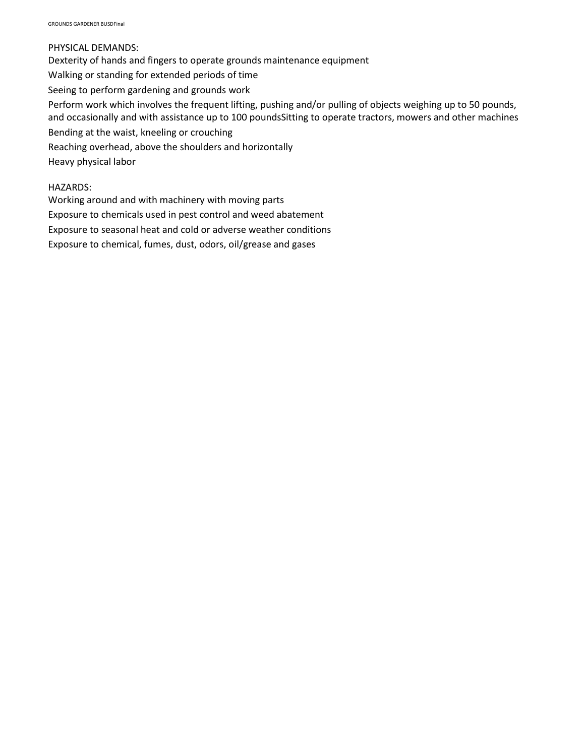PHYSICAL DEMANDS:

Dexterity of hands and fingers to operate grounds maintenance equipment

Walking or standing for extended periods of time

Seeing to perform gardening and grounds work

Perform work which involves the frequent lifting, pushing and/or pulling of objects weighing up to 50 pounds, and occasionally and with assistance up to 100 poundsSitting to operate tractors, mowers and other machines

Bending at the waist, kneeling or crouching

Reaching overhead, above the shoulders and horizontally

Heavy physical labor

HAZARDS:

Working around and with machinery with moving parts

Exposure to chemicals used in pest control and weed abatement

Exposure to seasonal heat and cold or adverse weather conditions

Exposure to chemical, fumes, dust, odors, oil/grease and gases